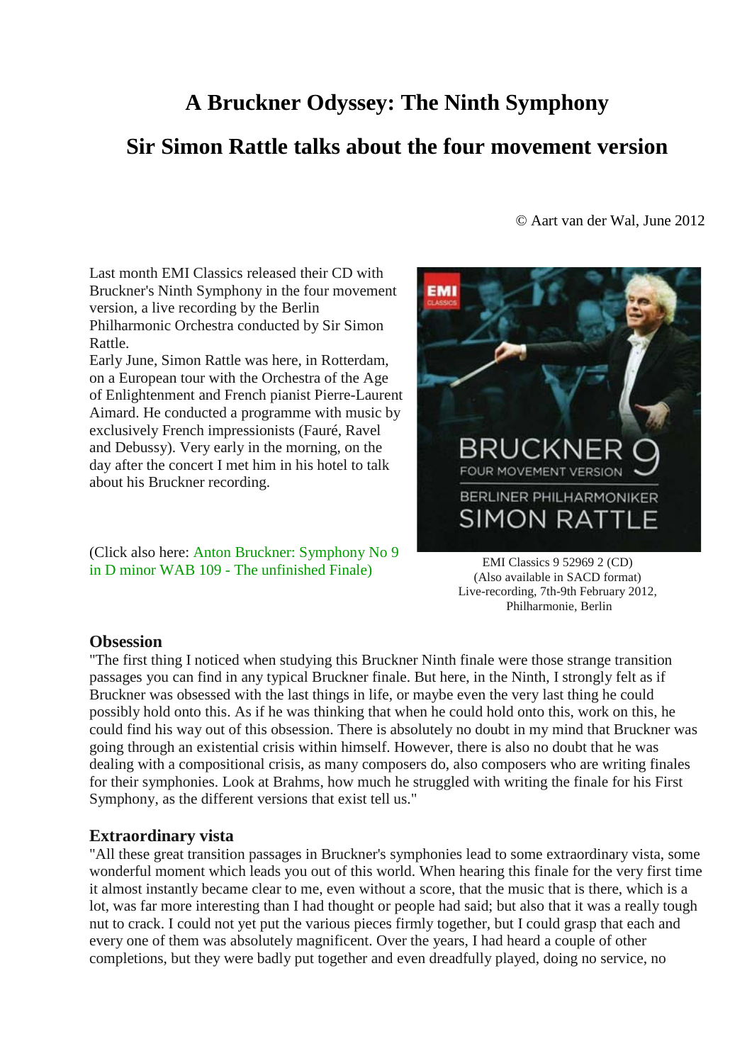# A Bruckner Odyssey: The Ninth Symphony

## Sir Simon Rattle talks about the four movement version

© Aart van der Wal, June 2012

Last month EMI Classics released their CD with Bruckner's Ninth Symphony in the four movement version, a live recording by the Berlin Philharmonic Orchestra conducted by Sir Simon Rattle.
Early June, Simon Rattle was here, in Rotterdam, on a European tour with the Orchestra of the Age of Enlightenment and French pianist Pierre-Laurent Aimard. He conducted a programme with music by exclusively French impressionists (Fauré, Ravel and Debussy). Very early in the morning, on the day after the concert I met him in his hotel to talk about his Bruckner recording.

(Click also here: Anton Bruckner: Symphony No 9 in D minor WAB 109 - The unfinished Finale)

EMI Classics 9 52969 2 (CD)
(Also available in SACD format)
Live-recording, 7th-9th February 2012, Philharmonie, Berlin

### Obsession

"The first thing I noticed when studying this Bruckner Ninth finale were those strange transition passages you can find in any typical Bruckner finale. But here, in the Ninth, I strongly felt as if Bruckner was obsessed with the last things in life, or maybe even the very last thing he could possibly hold onto this. As if he was thinking that when he could hold onto this, work on this, he could find his way out of this obsession. There is absolutely no doubt in my mind that Bruckner was going through an existential crisis within himself. However, there is also no doubt that he was dealing with a compositional crisis, as many composers do, also composers who are writing finales for their symphonies. Look at Brahms, how much he struggled with writing the finale for his First Symphony, as the different versions that exist tell us."

### Extraordinary vista

"All these great transition passages in Bruckner's symphonies lead to some extraordinary vista, some wonderful moment which leads you out of this world. When hearing this finale for the very first time it almost instantly became clear to me, even without a score, that the music that is there, which is a lot, was far more interesting than I had thought or people had said; but also that it was a really tough nut to crack. I could not yet put the various pieces firmly together, but I could grasp that each and every one of them was absolutely magnificent. Over the years, I had heard a couple of other completions, but they were badly put together and even dreadfully played, doing no service, no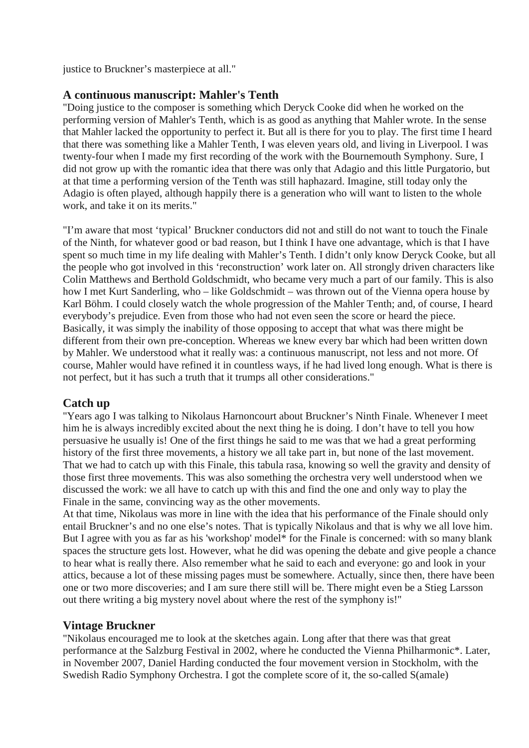justice to Bruckner's masterpiece at all."

## A continuous manuscript: Mahler's Tenth

"Doing justice to the composer is something which Deryck Cooke did when he worked on the performing version of Mahler's Tenth, which is as good as anything that Mahler wrote. In the sense that Mahler lacked the opportunity to perfect it. But all is there for you to play. The first time I heard that there was something like a Mahler Tenth, I was eleven years old, and living in Liverpool. I was twenty-four when I made my first recording of the work with the Bournemouth Symphony. Sure, I did not grow up with the romantic idea that there was only that Adagio and this little Purgatorio, but at that time a performing version of the Tenth was still haphazard. Imagine, still today only the Adagio is often played, although happily there is a generation who will want to listen to the whole work, and take it on its merits."

"I'm aware that most 'typical' Bruckner conductors did not and still do not want to touch the Finale of the Ninth, for whatever good or bad reason, but I think I have one advantage, which is that I have spent so much time in my life dealing with Mahler's Tenth. I didn't only know Deryck Cooke, but all the people who got involved in this 'reconstruction' work later on. All strongly driven characters like Colin Matthews and Berthold Goldschmidt, who became very much a part of our family. This is also how I met Kurt Sanderling, who – like Goldschmidt – was thrown out of the Vienna opera house by Karl Böhm. I could closely watch the whole progression of the Mahler Tenth; and, of course, I heard everybody's prejudice. Even from those who had not even seen the score or heard the piece. Basically, it was simply the inability of those opposing to accept that what was there might be different from their own pre-conception. Whereas we knew every bar which had been written down by Mahler. We understood what it really was: a continuous manuscript, not less and not more. Of course, Mahler would have refined it in countless ways, if he had lived long enough. What is there is not perfect, but it has such a truth that it trumps all other considerations."

## Catch up

"Years ago I was talking to Nikolaus Harnoncourt about Bruckner's Ninth Finale. Whenever I meet him he is always incredibly excited about the next thing he is doing. I don't have to tell you how persuasive he usually is! One of the first things he said to me was that we had a great performing history of the first three movements, a history we all take part in, but none of the last movement. That we had to catch up with this Finale, this tabula rasa, knowing so well the gravity and density of those first three movements. This was also something the orchestra very well understood when we discussed the work: we all have to catch up with this and find the one and only way to play the Finale in the same, convincing way as the other movements.
At that time, Nikolaus was more in line with the idea that his performance of the Finale should only entail Bruckner's and no one else's notes. That is typically Nikolaus and that is why we all love him. But I agree with you as far as his 'workshop' model* for the Finale is concerned: with so many blank spaces the structure gets lost. However, what he did was opening the debate and give people a chance to hear what is really there. Also remember what he said to each and everyone: go and look in your attics, because a lot of these missing pages must be somewhere. Actually, since then, there have been one or two more discoveries; and I am sure there still will be. There might even be a Stieg Larsson out there writing a big mystery novel about where the rest of the symphony is!"

## Vintage Bruckner

"Nikolaus encouraged me to look at the sketches again. Long after that there was that great performance at the Salzburg Festival in 2002, where he conducted the Vienna Philharmonic*. Later, in November 2007, Daniel Harding conducted the four movement version in Stockholm, with the Swedish Radio Symphony Orchestra. I got the complete score of it, the so-called S(amale)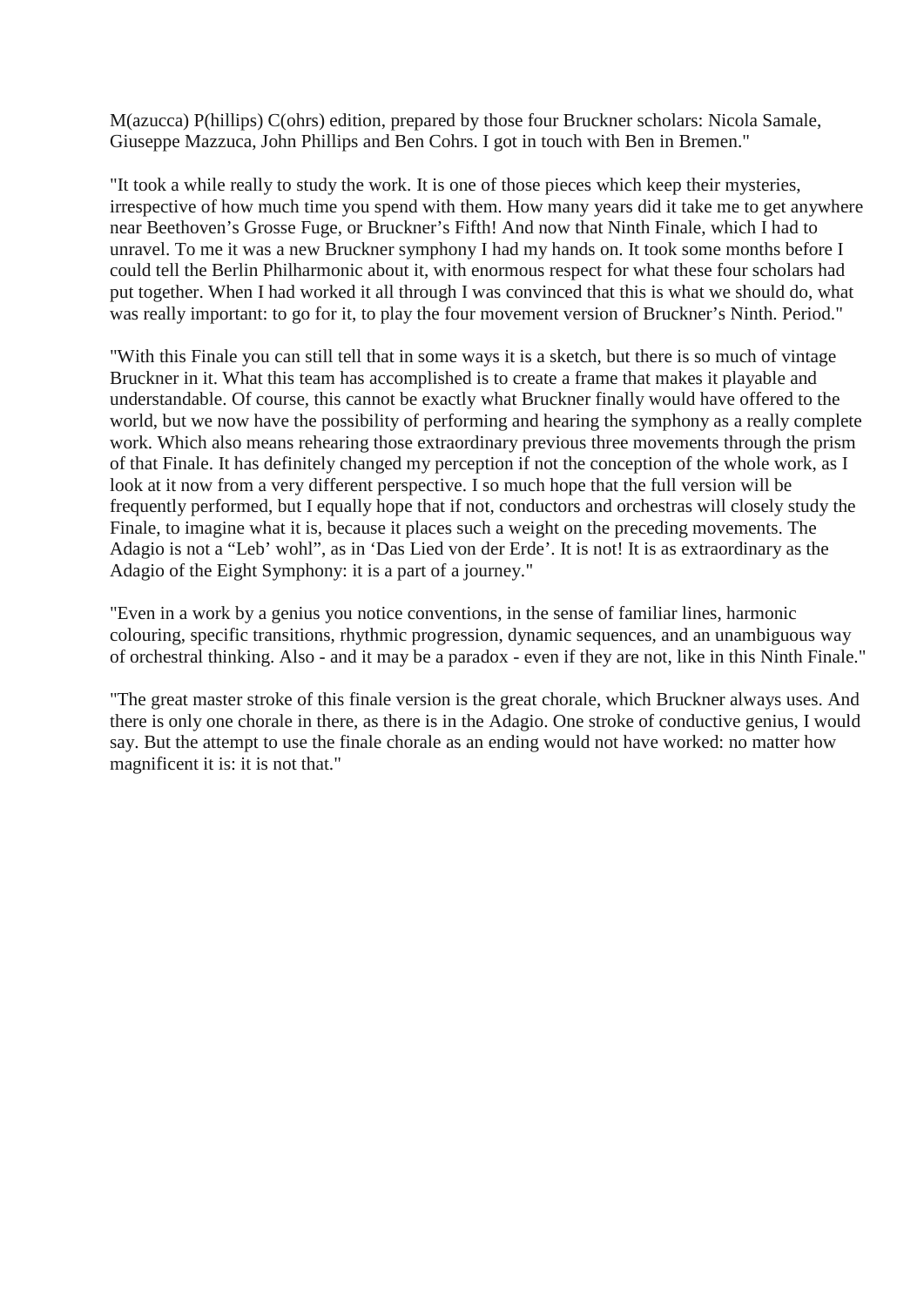M(azucca) P(hillips) C(ohrs) edition, prepared by those four Bruckner scholars: Nicola Samale, Giuseppe Mazzuca, John Phillips and Ben Cohrs. I got in touch with Ben in Bremen."

"It took a while really to study the work. It is one of those pieces which keep their mysteries, irrespective of how much time you spend with them. How many years did it take me to get anywhere near Beethoven's Grosse Fuge, or Bruckner's Fifth! And now that Ninth Finale, which I had to unravel. To me it was a new Bruckner symphony I had my hands on. It took some months before I could tell the Berlin Philharmonic about it, with enormous respect for what these four scholars had put together. When I had worked it all through I was convinced that this is what we should do, what was really important: to go for it, to play the four movement version of Bruckner's Ninth. Period."

"With this Finale you can still tell that in some ways it is a sketch, but there is so much of vintage Bruckner in it. What this team has accomplished is to create a frame that makes it playable and understandable. Of course, this cannot be exactly what Bruckner finally would have offered to the world, but we now have the possibility of performing and hearing the symphony as a really complete work. Which also means rehearing those extraordinary previous three movements through the prism of that Finale. It has definitely changed my perception if not the conception of the whole work, as I look at it now from a very different perspective. I so much hope that the full version will be frequently performed, but I equally hope that if not, conductors and orchestras will closely study the Finale, to imagine what it is, because it places such a weight on the preceding movements. The Adagio is not a "Leb' wohl", as in 'Das Lied von der Erde'. It is not! It is as extraordinary as the Adagio of the Eight Symphony: it is a part of a journey."

"Even in a work by a genius you notice conventions, in the sense of familiar lines, harmonic colouring, specific transitions, rhythmic progression, dynamic sequences, and an unambiguous way of orchestral thinking. Also - and it may be a paradox - even if they are not, like in this Ninth Finale."

"The great master stroke of this finale version is the great chorale, which Bruckner always uses. And there is only one chorale in there, as there is in the Adagio. One stroke of conductive genius, I would say. But the attempt to use the finale chorale as an ending would not have worked: no matter how magnificent it is: it is not that."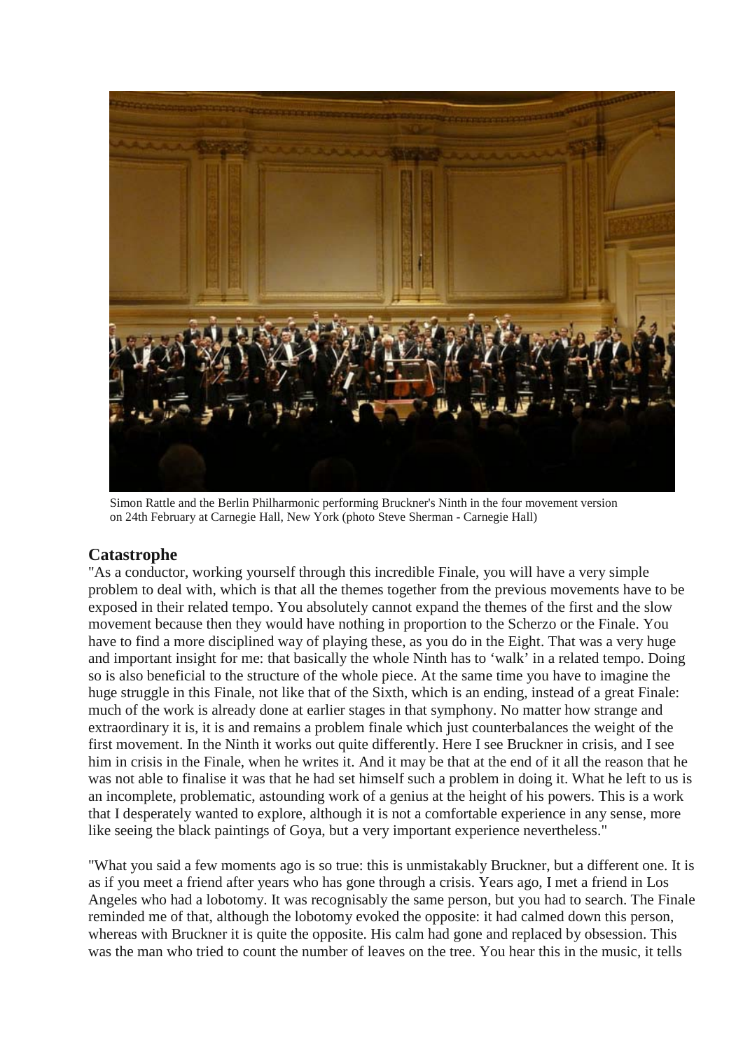Simon Rattle and the Berlin Philharmonic performing Bruckner's Ninth in the four movement version on 24th February at Carnegie Hall, New York (photo Steve Sherman - Carnegie Hall)

## Catastrophe

"As a conductor, working yourself through this incredible Finale, you will have a very simple problem to deal with, which is that all the themes together from the previous movements have to be exposed in their related tempo. You absolutely cannot expand the themes of the first and the slow movement because then they would have nothing in proportion to the Scherzo or the Finale. You have to find a more disciplined way of playing these, as you do in the Eight. That was a very huge and important insight for me: that basically the whole Ninth has to 'walk' in a related tempo. Doing so is also beneficial to the structure of the whole piece. At the same time you have to imagine the huge struggle in this Finale, not like that of the Sixth, which is an ending, instead of a great Finale: much of the work is already done at earlier stages in that symphony. No matter how strange and extraordinary it is, it is and remains a problem finale which just counterbalances the weight of the first movement. In the Ninth it works out quite differently. Here I see Bruckner in crisis, and I see him in crisis in the Finale, when he writes it. And it may be that at the end of it all the reason that he was not able to finalise it was that he had set himself such a problem in doing it. What he left to us is an incomplete, problematic, astounding work of a genius at the height of his powers. This is a work that I desperately wanted to explore, although it is not a comfortable experience in any sense, more like seeing the black paintings of Goya, but a very important experience nevertheless."

"What you said a few moments ago is so true: this is unmistakably Bruckner, but a different one. It is as if you meet a friend after years who has gone through a crisis. Years ago, I met a friend in Los Angeles who had a lobotomy. It was recognisably the same person, but you had to search. The Finale reminded me of that, although the lobotomy evoked the opposite: it had calmed down this person, whereas with Bruckner it is quite the opposite. His calm had gone and replaced by obsession. This was the man who tried to count the number of leaves on the tree. You hear this in the music, it tells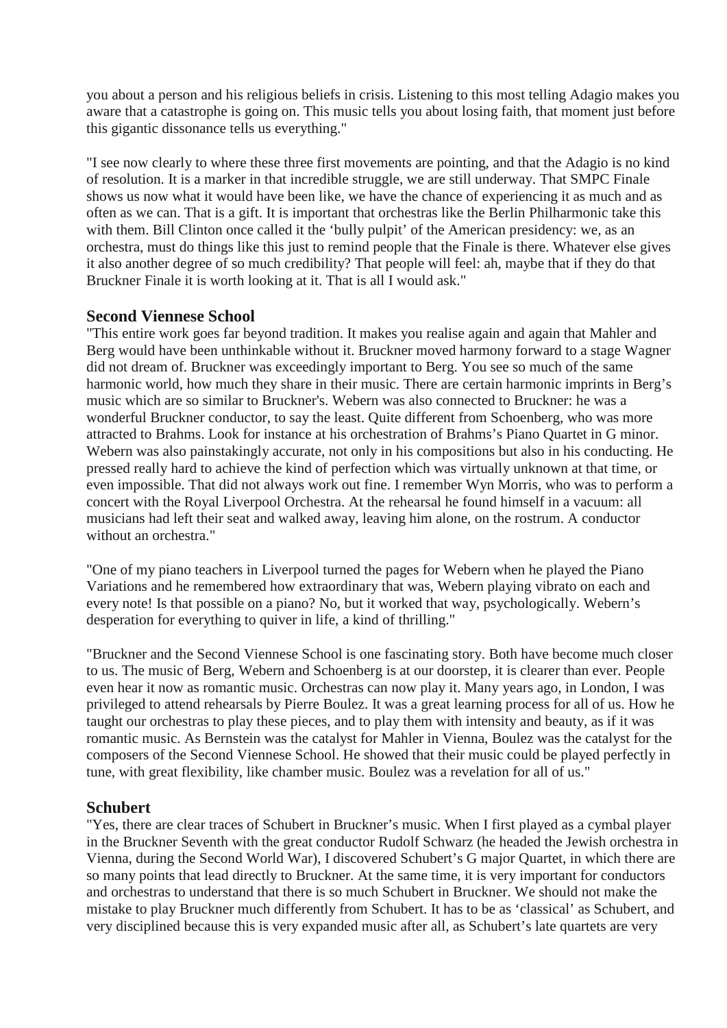you about a person and his religious beliefs in crisis. Listening to this most telling Adagio makes you aware that a catastrophe is going on. This music tells you about losing faith, that moment just before this gigantic dissonance tells us everything."

"I see now clearly to where these three first movements are pointing, and that the Adagio is no kind of resolution. It is a marker in that incredible struggle, we are still underway. That SMPC Finale shows us now what it would have been like, we have the chance of experiencing it as much and as often as we can. That is a gift. It is important that orchestras like the Berlin Philharmonic take this with them. Bill Clinton once called it the 'bully pulpit' of the American presidency: we, as an orchestra, must do things like this just to remind people that the Finale is there. Whatever else gives it also another degree of so much credibility? That people will feel: ah, maybe that if they do that Bruckner Finale it is worth looking at it. That is all I would ask."

### Second Viennese School

"This entire work goes far beyond tradition. It makes you realise again and again that Mahler and Berg would have been unthinkable without it. Bruckner moved harmony forward to a stage Wagner did not dream of. Bruckner was exceedingly important to Berg. You see so much of the same harmonic world, how much they share in their music. There are certain harmonic imprints in Berg's music which are so similar to Bruckner's. Webern was also connected to Bruckner: he was a wonderful Bruckner conductor, to say the least. Quite different from Schoenberg, who was more attracted to Brahms. Look for instance at his orchestration of Brahms's Piano Quartet in G minor. Webern was also painstakingly accurate, not only in his compositions but also in his conducting. He pressed really hard to achieve the kind of perfection which was virtually unknown at that time, or even impossible. That did not always work out fine. I remember Wyn Morris, who was to perform a concert with the Royal Liverpool Orchestra. At the rehearsal he found himself in a vacuum: all musicians had left their seat and walked away, leaving him alone, on the rostrum. A conductor without an orchestra."

"One of my piano teachers in Liverpool turned the pages for Webern when he played the Piano Variations and he remembered how extraordinary that was, Webern playing vibrato on each and every note! Is that possible on a piano? No, but it worked that way, psychologically. Webern's desperation for everything to quiver in life, a kind of thrilling."

"Bruckner and the Second Viennese School is one fascinating story. Both have become much closer to us. The music of Berg, Webern and Schoenberg is at our doorstep, it is clearer than ever. People even hear it now as romantic music. Orchestras can now play it. Many years ago, in London, I was privileged to attend rehearsals by Pierre Boulez. It was a great learning process for all of us. How he taught our orchestras to play these pieces, and to play them with intensity and beauty, as if it was romantic music. As Bernstein was the catalyst for Mahler in Vienna, Boulez was the catalyst for the composers of the Second Viennese School. He showed that their music could be played perfectly in tune, with great flexibility, like chamber music. Boulez was a revelation for all of us."

### Schubert

"Yes, there are clear traces of Schubert in Bruckner's music. When I first played as a cymbal player in the Bruckner Seventh with the great conductor Rudolf Schwarz (he headed the Jewish orchestra in Vienna, during the Second World War), I discovered Schubert's G major Quartet, in which there are so many points that lead directly to Bruckner. At the same time, it is very important for conductors and orchestras to understand that there is so much Schubert in Bruckner. We should not make the mistake to play Bruckner much differently from Schubert. It has to be as 'classical' as Schubert, and very disciplined because this is very expanded music after all, as Schubert's late quartets are very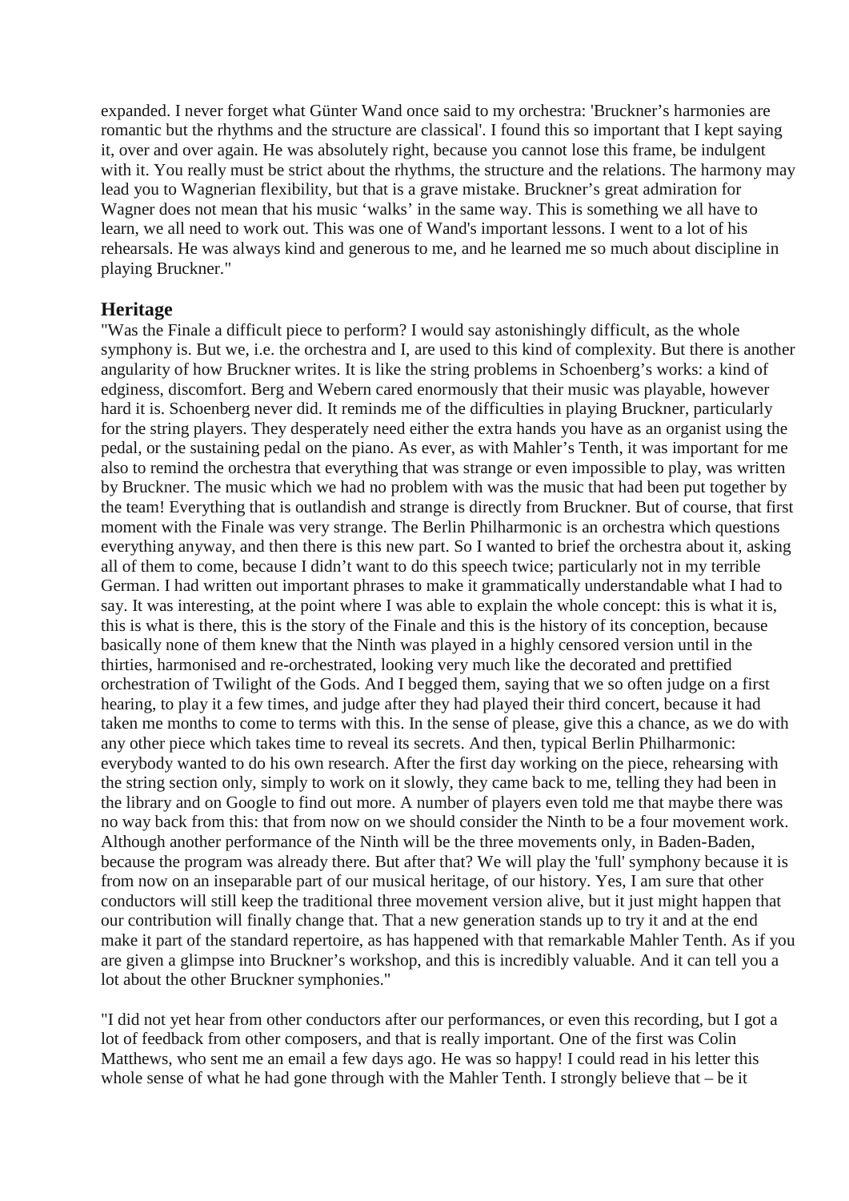expanded. I never forget what Günter Wand once said to my orchestra: 'Bruckner's harmonies are romantic but the rhythms and the structure are classical'. I found this so important that I kept saying it, over and over again. He was absolutely right, because you cannot lose this frame, be indulgent with it. You really must be strict about the rhythms, the structure and the relations. The harmony may lead you to Wagnerian flexibility, but that is a grave mistake. Bruckner's great admiration for Wagner does not mean that his music 'walks' in the same way. This is something we all have to learn, we all need to work out. This was one of Wand's important lessons. I went to a lot of his rehearsals. He was always kind and generous to me, and he learned me so much about discipline in playing Bruckner."

## Heritage

"Was the Finale a difficult piece to perform? I would say astonishingly difficult, as the whole symphony is. But we, i.e. the orchestra and I, are used to this kind of complexity. But there is another angularity of how Bruckner writes. It is like the string problems in Schoenberg's works: a kind of edginess, discomfort. Berg and Webern cared enormously that their music was playable, however hard it is. Schoenberg never did. It reminds me of the difficulties in playing Bruckner, particularly for the string players. They desperately need either the extra hands you have as an organist using the pedal, or the sustaining pedal on the piano. As ever, as with Mahler's Tenth, it was important for me also to remind the orchestra that everything that was strange or even impossible to play, was written by Bruckner. The music which we had no problem with was the music that had been put together by the team! Everything that is outlandish and strange is directly from Bruckner. But of course, that first moment with the Finale was very strange. The Berlin Philharmonic is an orchestra which questions everything anyway, and then there is this new part. So I wanted to brief the orchestra about it, asking all of them to come, because I didn't want to do this speech twice; particularly not in my terrible German. I had written out important phrases to make it grammatically understandable what I had to say. It was interesting, at the point where I was able to explain the whole concept: this is what it is, this is what is there, this is the story of the Finale and this is the history of its conception, because basically none of them knew that the Ninth was played in a highly censored version until in the thirties, harmonised and re-orchestrated, looking very much like the decorated and prettified orchestration of Twilight of the Gods. And I begged them, saying that we so often judge on a first hearing, to play it a few times, and judge after they had played their third concert, because it had taken me months to come to terms with this. In the sense of please, give this a chance, as we do with any other piece which takes time to reveal its secrets. And then, typical Berlin Philharmonic: everybody wanted to do his own research. After the first day working on the piece, rehearsing with the string section only, simply to work on it slowly, they came back to me, telling they had been in the library and on Google to find out more. A number of players even told me that maybe there was no way back from this: that from now on we should consider the Ninth to be a four movement work. Although another performance of the Ninth will be the three movements only, in Baden-Baden, because the program was already there. But after that? We will play the 'full' symphony because it is from now on an inseparable part of our musical heritage, of our history. Yes, I am sure that other conductors will still keep the traditional three movement version alive, but it just might happen that our contribution will finally change that. That a new generation stands up to try it and at the end make it part of the standard repertoire, as has happened with that remarkable Mahler Tenth. As if you are given a glimpse into Bruckner's workshop, and this is incredibly valuable. And it can tell you a lot about the other Bruckner symphonies."

"I did not yet hear from other conductors after our performances, or even this recording, but I got a lot of feedback from other composers, and that is really important. One of the first was Colin Matthews, who sent me an email a few days ago. He was so happy! I could read in his letter this whole sense of what he had gone through with the Mahler Tenth. I strongly believe that – be it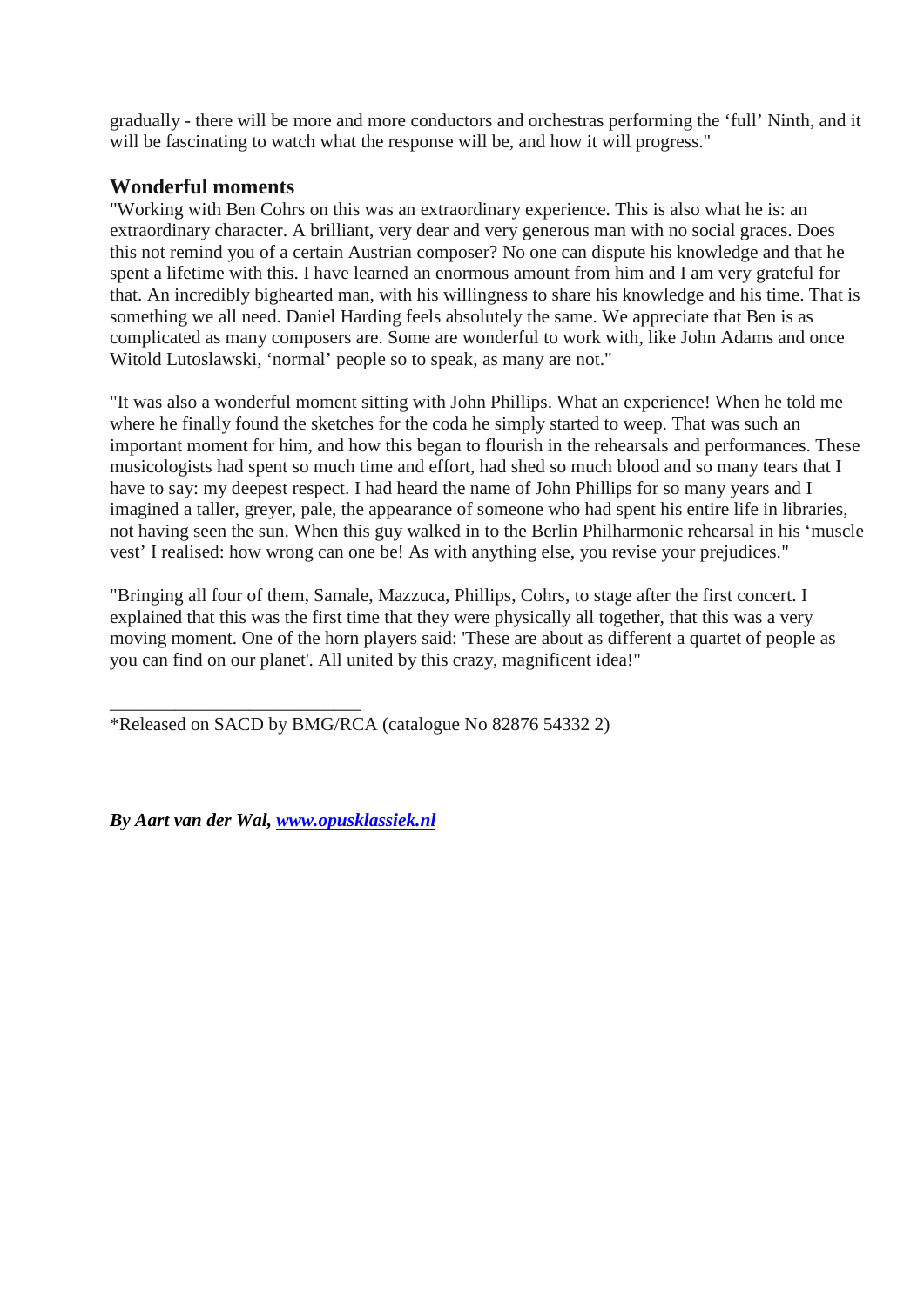gradually - there will be more and more conductors and orchestras performing the 'full' Ninth, and it will be fascinating to watch what the response will be, and how it will progress."

## Wonderful moments

"Working with Ben Cohrs on this was an extraordinary experience. This is also what he is: an extraordinary character. A brilliant, very dear and very generous man with no social graces. Does this not remind you of a certain Austrian composer? No one can dispute his knowledge and that he spent a lifetime with this. I have learned an enormous amount from him and I am very grateful for that. An incredibly bighearted man, with his willingness to share his knowledge and his time. That is something we all need. Daniel Harding feels absolutely the same. We appreciate that Ben is as complicated as many composers are. Some are wonderful to work with, like John Adams and once Witold Lutoslawski, 'normal' people so to speak, as many are not."

"It was also a wonderful moment sitting with John Phillips. What an experience! When he told me where he finally found the sketches for the coda he simply started to weep. That was such an important moment for him, and how this began to flourish in the rehearsals and performances. These musicologists had spent so much time and effort, had shed so much blood and so many tears that I have to say: my deepest respect. I had heard the name of John Phillips for so many years and I imagined a taller, greyer, pale, the appearance of someone who had spent his entire life in libraries, not having seen the sun. When this guy walked in to the Berlin Philharmonic rehearsal in his 'muscle vest' I realised: how wrong can one be! As with anything else, you revise your prejudices."

"Bringing all four of them, Samale, Mazzuca, Phillips, Cohrs, to stage after the first concert. I explained that this was the first time that they were physically all together, that this was a very moving moment. One of the horn players said: 'These are about as different a quartet of people as you can find on our planet'. All united by this crazy, magnificent idea!"

___________________________

*Released on SACD by BMG/RCA (catalogue No 82876 54332 2)

***By Aart van der Wal, www.opusklassiek.nl***